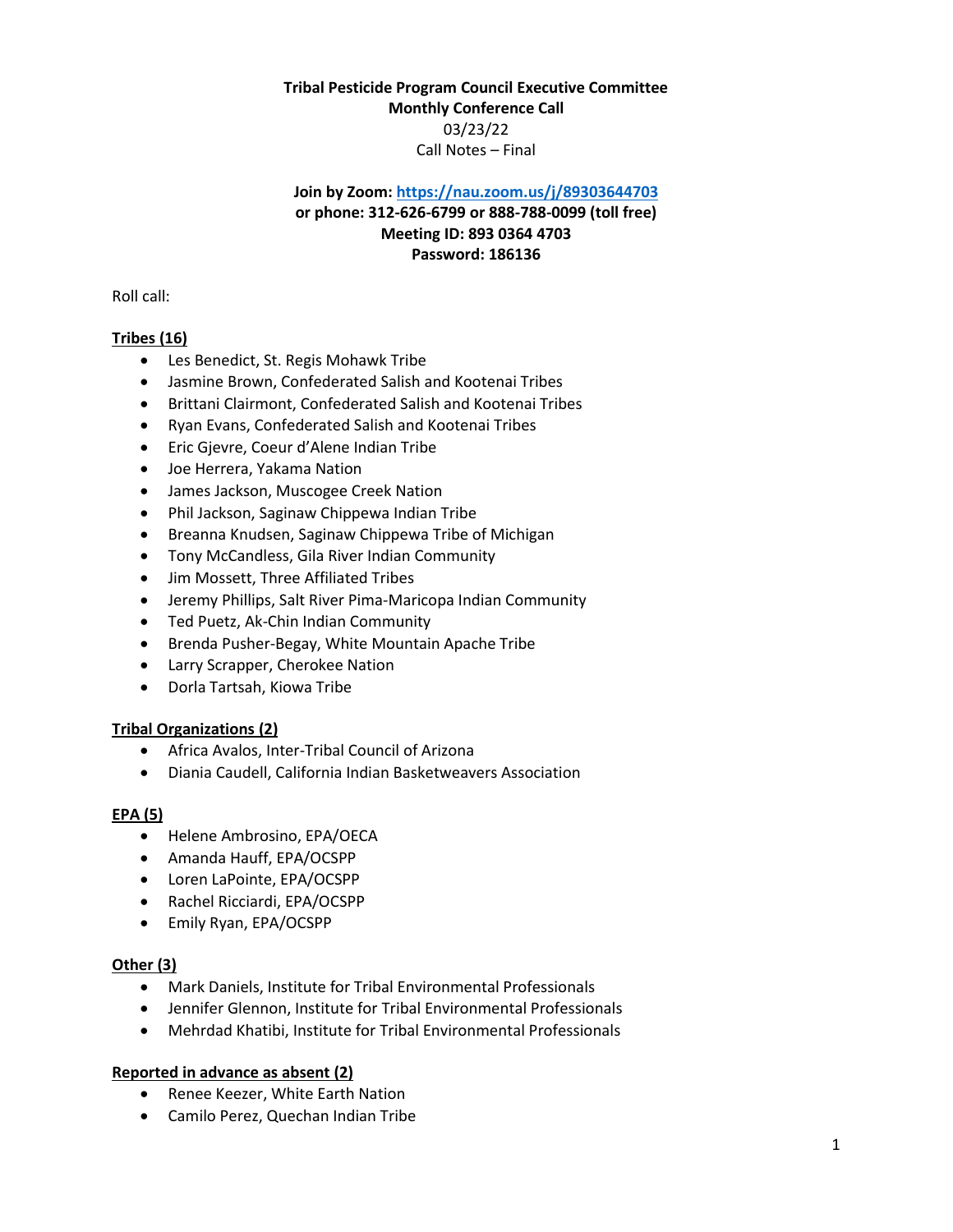**Tribal Pesticide Program Council Executive Committee**
**Monthly Conference Call**
03/23/22
Call Notes – Final

**Join by Zoom: [https://nau.zoom.us/j/89303644703](https://nau.zoom.us/j/89303644703)**
**or phone: 312-626-6799 or 888-788-0099 (toll free)**
**Meeting ID: 893 0364 4703**
**Password: 186136**

Roll call:

**Tribes (16)**

- Les Benedict, St. Regis Mohawk Tribe
- Jasmine Brown, Confederated Salish and Kootenai Tribes
- Brittani Clairmont, Confederated Salish and Kootenai Tribes
- Ryan Evans, Confederated Salish and Kootenai Tribes
- Eric Gjevre, Coeur d'Alene Indian Tribe
- Joe Herrera, Yakama Nation
- James Jackson, Muscogee Creek Nation
- Phil Jackson, Saginaw Chippewa Indian Tribe
- Breanna Knudsen, Saginaw Chippewa Tribe of Michigan
- Tony McCandless, Gila River Indian Community
- Jim Mossett, Three Affiliated Tribes
- Jeremy Phillips, Salt River Pima-Maricopa Indian Community
- Ted Puetz, Ak-Chin Indian Community
- Brenda Pusher-Begay, White Mountain Apache Tribe
- Larry Scrapper, Cherokee Nation
- Dorla Tartsah, Kiowa Tribe

**Tribal Organizations (2)**

- Africa Avalos, Inter-Tribal Council of Arizona
- Diania Caudell, California Indian Basketweavers Association

**EPA (5)**

- Helene Ambrosino, EPA/OECA
- Amanda Hauff, EPA/OCSPP
- Loren LaPointe, EPA/OCSPP
- Rachel Ricciardi, EPA/OCSPP
- Emily Ryan, EPA/OCSPP

**Other (3)**

- Mark Daniels, Institute for Tribal Environmental Professionals
- Jennifer Glennon, Institute for Tribal Environmental Professionals
- Mehrdad Khatibi, Institute for Tribal Environmental Professionals

**Reported in advance as absent (2)**

- Renee Keezer, White Earth Nation
- Camilo Perez, Quechan Indian Tribe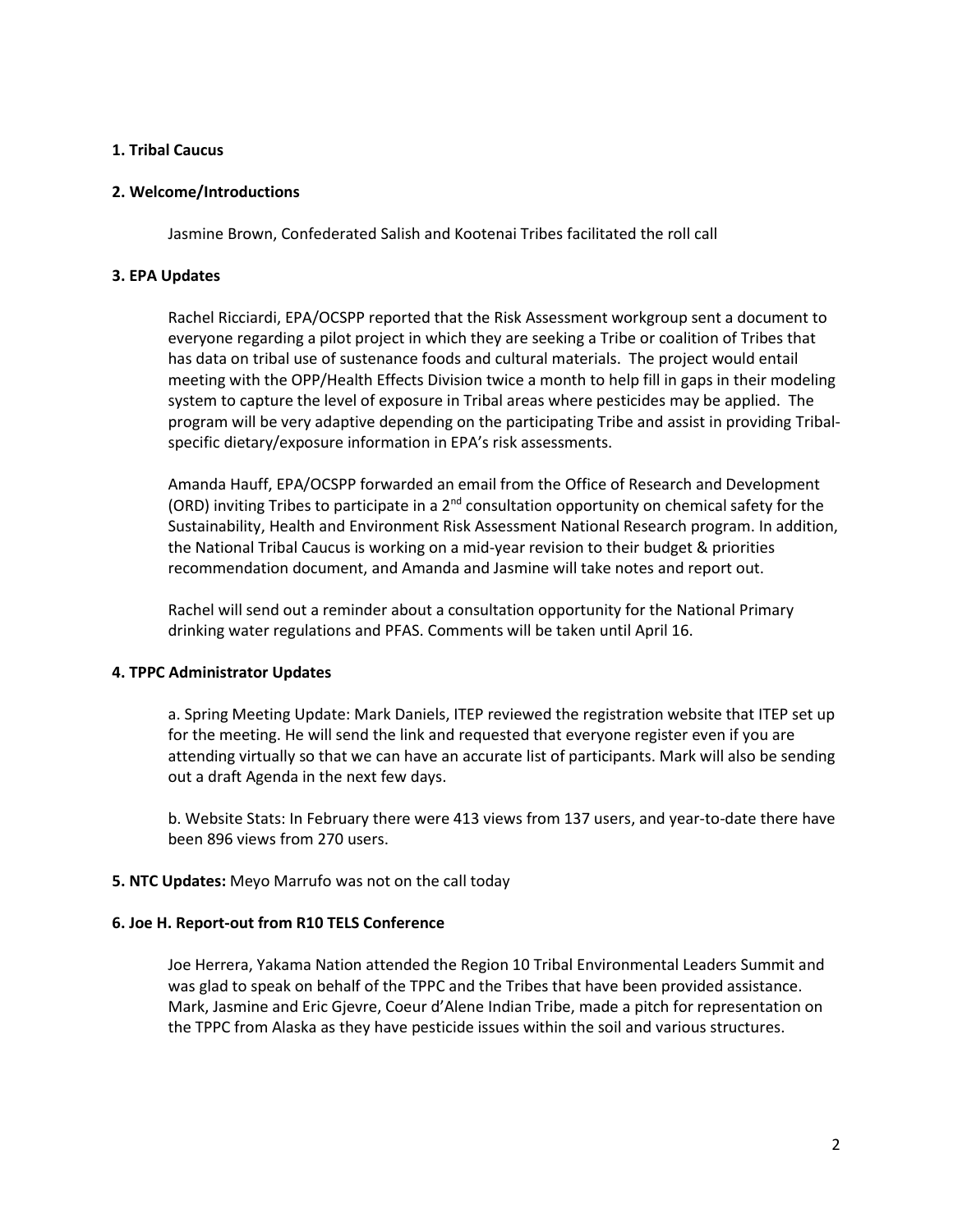**1. Tribal Caucus**

**2. Welcome/Introductions**

Jasmine Brown, Confederated Salish and Kootenai Tribes facilitated the roll call

**3. EPA Updates**

Rachel Ricciardi, EPA/OCSPP reported that the Risk Assessment workgroup sent a document to everyone regarding a pilot project in which they are seeking a Tribe or coalition of Tribes that has data on tribal use of sustenance foods and cultural materials. The project would entail meeting with the OPP/Health Effects Division twice a month to help fill in gaps in their modeling system to capture the level of exposure in Tribal areas where pesticides may be applied. The program will be very adaptive depending on the participating Tribe and assist in providing Tribal-specific dietary/exposure information in EPA's risk assessments.

Amanda Hauff, EPA/OCSPP forwarded an email from the Office of Research and Development (ORD) inviting Tribes to participate in a 2nd consultation opportunity on chemical safety for the Sustainability, Health and Environment Risk Assessment National Research program. In addition, the National Tribal Caucus is working on a mid-year revision to their budget & priorities recommendation document, and Amanda and Jasmine will take notes and report out.

Rachel will send out a reminder about a consultation opportunity for the National Primary drinking water regulations and PFAS. Comments will be taken until April 16.

**4. TPPC Administrator Updates**

a. Spring Meeting Update: Mark Daniels, ITEP reviewed the registration website that ITEP set up for the meeting. He will send the link and requested that everyone register even if you are attending virtually so that we can have an accurate list of participants. Mark will also be sending out a draft Agenda in the next few days.

b. Website Stats: In February there were 413 views from 137 users, and year-to-date there have been 896 views from 270 users.

**5. NTC Updates:** Meyo Marrufo was not on the call today

**6. Joe H. Report-out from R10 TELS Conference**

Joe Herrera, Yakama Nation attended the Region 10 Tribal Environmental Leaders Summit and was glad to speak on behalf of the TPPC and the Tribes that have been provided assistance. Mark, Jasmine and Eric Gjevre, Coeur d'Alene Indian Tribe, made a pitch for representation on the TPPC from Alaska as they have pesticide issues within the soil and various structures.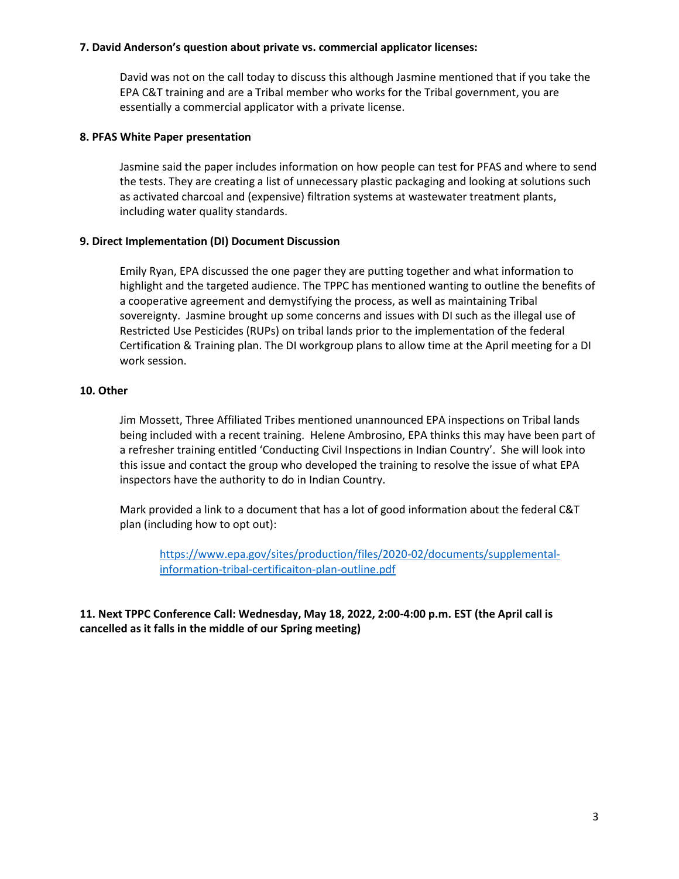**7. David Anderson's question about private vs. commercial applicator licenses:**

David was not on the call today to discuss this although Jasmine mentioned that if you take the EPA C&T training and are a Tribal member who works for the Tribal government, you are essentially a commercial applicator with a private license.

**8. PFAS White Paper presentation**

Jasmine said the paper includes information on how people can test for PFAS and where to send the tests. They are creating a list of unnecessary plastic packaging and looking at solutions such as activated charcoal and (expensive) filtration systems at wastewater treatment plants, including water quality standards.

**9. Direct Implementation (DI) Document Discussion**

Emily Ryan, EPA discussed the one pager they are putting together and what information to highlight and the targeted audience. The TPPC has mentioned wanting to outline the benefits of a cooperative agreement and demystifying the process, as well as maintaining Tribal sovereignty. Jasmine brought up some concerns and issues with DI such as the illegal use of Restricted Use Pesticides (RUPs) on tribal lands prior to the implementation of the federal Certification & Training plan. The DI workgroup plans to allow time at the April meeting for a DI work session.

**10. Other**

Jim Mossett, Three Affiliated Tribes mentioned unannounced EPA inspections on Tribal lands being included with a recent training. Helene Ambrosino, EPA thinks this may have been part of a refresher training entitled 'Conducting Civil Inspections in Indian Country'. She will look into this issue and contact the group who developed the training to resolve the issue of what EPA inspectors have the authority to do in Indian Country.

Mark provided a link to a document that has a lot of good information about the federal C&T plan (including how to opt out):

https://www.epa.gov/sites/production/files/2020-02/documents/supplemental-information-tribal-certificaiton-plan-outline.pdf

**11. Next TPPC Conference Call: Wednesday, May 18, 2022, 2:00-4:00 p.m. EST (the April call is cancelled as it falls in the middle of our Spring meeting)**